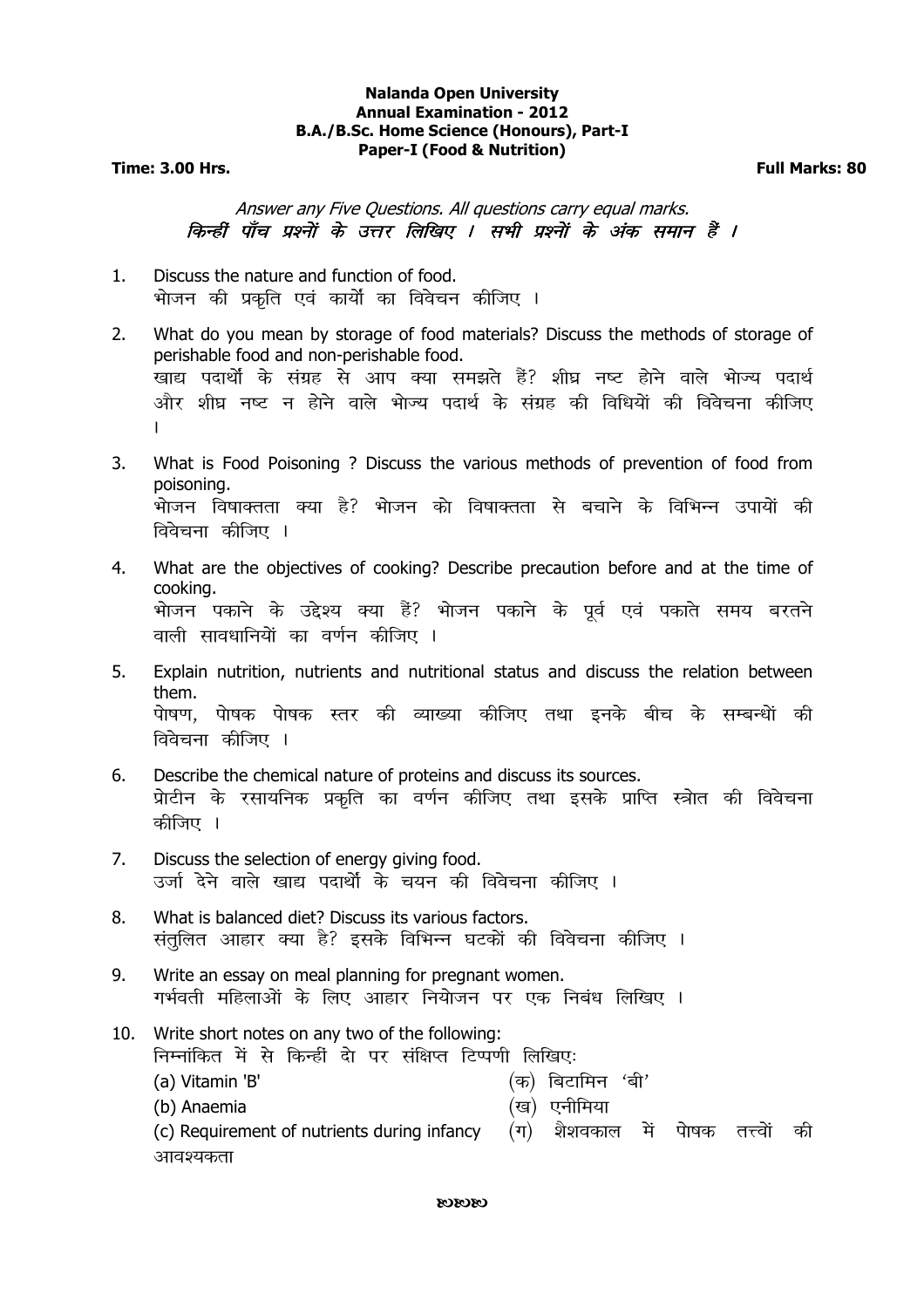**Nalanda Open University**
**Annual Examination - 2012**
**B.A./B.Sc. Home Science (Honours), Part-I**
**Paper-I (Food & Nutrition)**

**Time: 3.00 Hrs.** **Full Marks: 80**

*Answer any Five Questions. All questions carry equal marks.*
*किन्हीं पाँच प्रश्नों के उत्तर लिखिए । सभी प्रश्नों के अंक समान हैं ।*

1. Discuss the nature and function of food.
   भोजन की प्रकृति एवं कार्यों का विवेचन कीजिए ।

2. What do you mean by storage of food materials? Discuss the methods of storage of perishable food and non-perishable food.
   खाद्य पदार्थों के संग्रह से आप क्या समझते हैं? शीघ्र नष्ट होने वाले भोज्य पदार्थ और शीघ्र नष्ट न होने वाले भोज्य पदार्थ के संग्रह की विधियों की विवेचना कीजिए ।

3. What is Food Poisoning ? Discuss the various methods of prevention of food from poisoning.
   भोजन विषाक्तता क्या है? भोजन को विषाक्तता से बचाने के विभिन्न उपायों की विवेचना कीजिए ।

4. What are the objectives of cooking? Describe precaution before and at the time of cooking.
   भोजन पकाने के उद्देश्य क्या हैं? भोजन पकाने के पूर्व एवं पकाते समय बरतने वाली सावधानियों का वर्णन कीजिए ।

5. Explain nutrition, nutrients and nutritional status and discuss the relation between them.
   पोषण, पोषक पोषक स्तर की व्याख्या कीजिए तथा इनके बीच के सम्बन्धों की विवेचना कीजिए ।

6. Describe the chemical nature of proteins and discuss its sources.
   प्रोटीन के रसायनिक प्रकृति का वर्णन कीजिए तथा इसके प्राप्ति स्त्रोत की विवेचना कीजिए ।

7. Discuss the selection of energy giving food.
   उर्जा देने वाले खाद्य पदार्थों के चयन की विवेचना कीजिए ।

8. What is balanced diet? Discuss its various factors.
   संतुलित आहार क्या है? इसके विभिन्न घटकों की विवेचना कीजिए ।

9. Write an essay on meal planning for pregnant women.
   गर्भवती महिलाओं के लिए आहार नियोजन पर एक निबंध लिखिए ।

10. Write short notes on any two of the following:
    निम्नांकित में से किन्हीं दो पर संक्षिप्त टिप्पणी लिखिएः
    (a) Vitamin 'B' (क) बिटामिन 'बी'
    (b) Anaemia (ख) एनीमिया
    (c) Requirement of nutrients during infancy (ग) शैशवकाल में पोषक तत्त्वों की आवश्यकता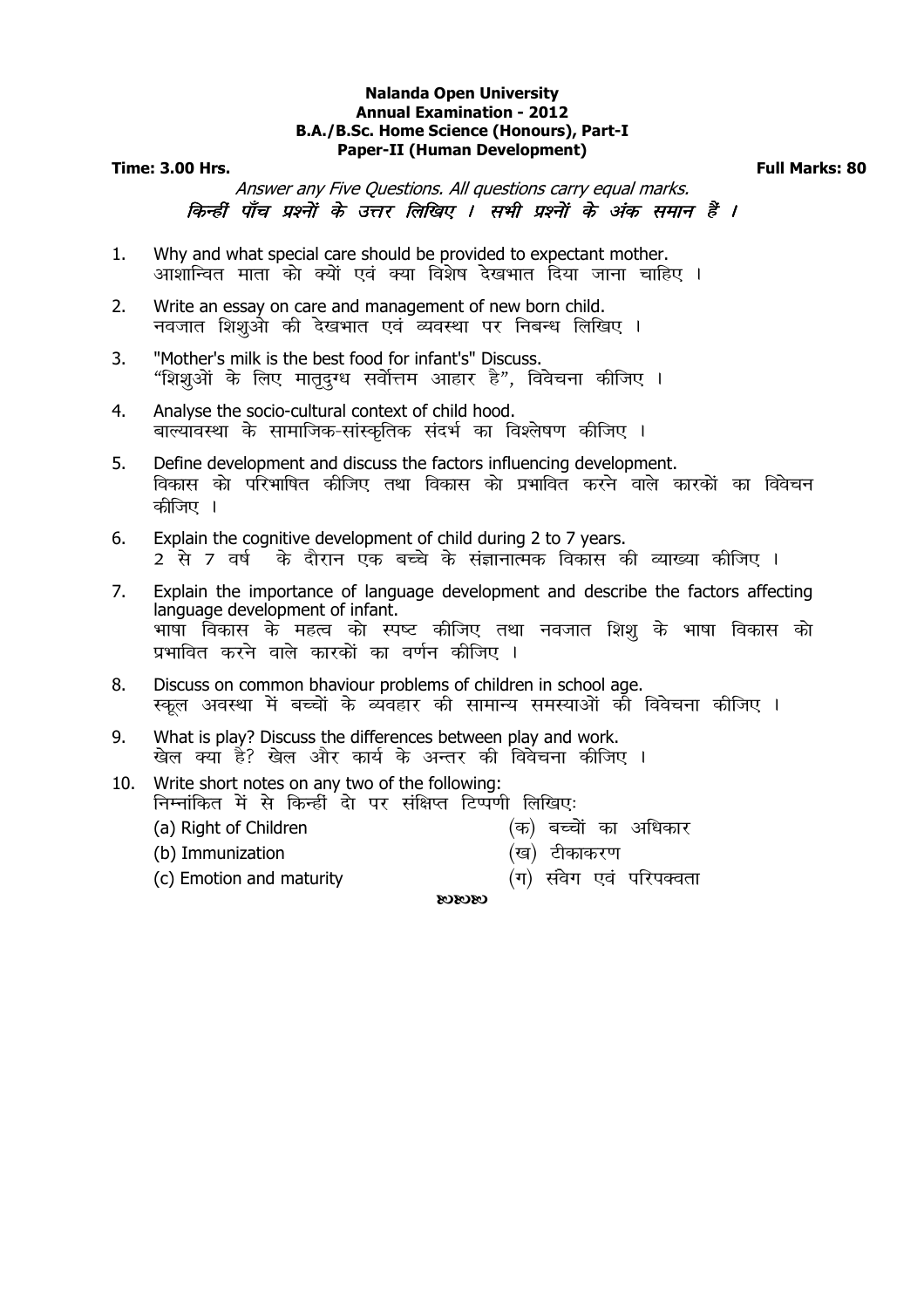**Nalanda Open University**
**Annual Examination - 2012**
**B.A./B.Sc. Home Science (Honours), Part-I**
**Paper-II (Human Development)**

**Time: 3.00 Hrs.** **Full Marks: 80**

*Answer any Five Questions. All questions carry equal marks.*
*किन्हीं पाँच प्रश्नों के उत्तर लिखिए । सभी प्रश्नों के अंक समान हैं ।*

1. Why and what special care should be provided to expectant mother.
   आशान्वित माता को क्यों एवं क्या विशेष देखभात दिया जाना चाहिए ।

2. Write an essay on care and management of new born child.
   नवजात शिशुओ की देखभात एवं व्यवस्था पर निबन्ध लिखिए ।

3. "Mother's milk is the best food for infant's" Discuss.
   "शिशुओं के लिए मातृदुग्ध सर्वोत्तम आहार है", विवेचना कीजिए ।

4. Analyse the socio-cultural context of child hood.
   बाल्यावस्था के सामाजिक-सांस्कृतिक संदर्भ का विश्लेषण कीजिए ।

5. Define development and discuss the factors influencing development.
   विकास को परिभाषित कीजिए तथा विकास को प्रभावित करने वाले कारकों का विवेचन कीजिए ।

6. Explain the cognitive development of child during 2 to 7 years.
   2 से 7 वर्ष के दौरान एक बच्चे के संज्ञानात्मक विकास की व्याख्या कीजिए ।

7. Explain the importance of language development and describe the factors affecting language development of infant.
   भाषा विकास के महत्व को स्पष्ट कीजिए तथा नवजात शिशु के भाषा विकास को प्रभावित करने वाले कारकों का वर्णन कीजिए ।

8. Discuss on common bhaviour problems of children in school age.
   स्कूल अवस्था में बच्चों के व्यवहार की सामान्य समस्याओं की विवेचना कीजिए ।

9. What is play? Discuss the differences between play and work.
   खेल क्या है? खेल और कार्य के अन्तर की विवेचना कीजिए ।

10. Write short notes on any two of the following:
    निम्नांकित में से किन्हीं दो पर संक्षिप्त टिप्पणी लिखिएः
    (a) Right of Children (क) बच्चों का अधिकार
    (b) Immunization (ख) टीकाकरण
    (c) Emotion and maturity (ग) संवेग एवं परिपक्वता

ᴕᴕ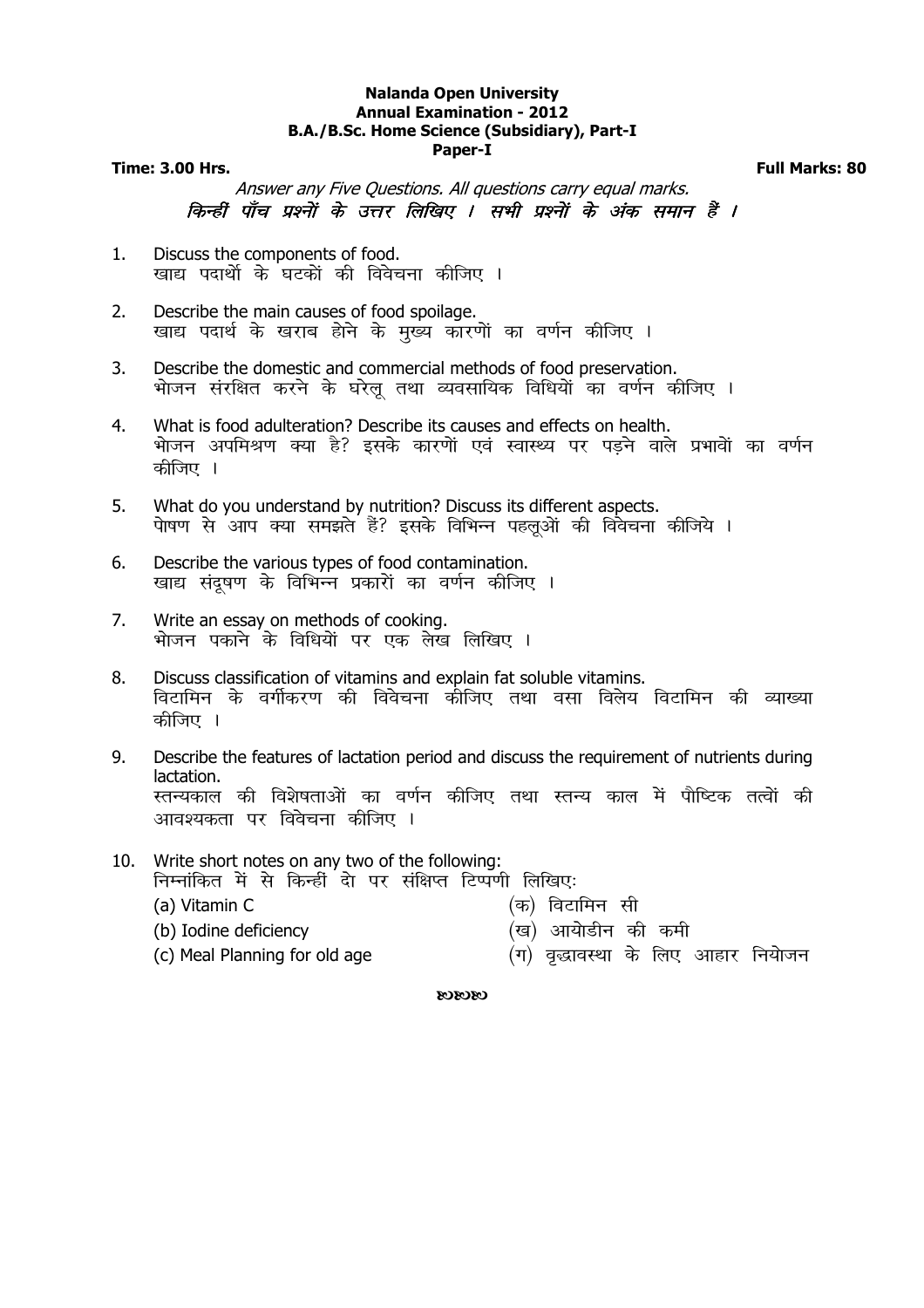**Nalanda Open University**
**Annual Examination - 2012**
**B.A./B.Sc. Home Science (Subsidiary), Part-I**
**Paper-I**

**Time: 3.00 Hrs.** **Full Marks: 80**

*Answer any Five Questions. All questions carry equal marks.*
*किन्हीं पाँच प्रश्नों के उत्तर लिखिए । सभी प्रश्नों के अंक समान हैं ।*

1. Discuss the components of food.
   खाद्य पदार्थो के घटकों की विवेचना कीजिए ।

2. Describe the main causes of food spoilage.
   खाद्य पदार्थ के खराब होने के मुख्य कारणों का वर्णन कीजिए ।

3. Describe the domestic and commercial methods of food preservation.
   भोजन संरक्षित करने के घरेलू तथा व्यवसायिक विधियों का वर्णन कीजिए ।

4. What is food adulteration? Describe its causes and effects on health.
   भोजन अपमिश्रण क्या है? इसके कारणों एवं स्वास्थ्य पर पड़ने वाले प्रभावों का वर्णन कीजिए ।

5. What do you understand by nutrition? Discuss its different aspects.
   पोषण से आप क्या समझते हैं? इसके विभिन्न पहलूओं की विवेचना कीजिये ।

6. Describe the various types of food contamination.
   खाद्य संदूषण के विभिन्न प्रकारों का वर्णन कीजिए ।

7. Write an essay on methods of cooking.
   भोजन पकाने के विधियों पर एक लेख लिखिए ।

8. Discuss classification of vitamins and explain fat soluble vitamins.
   विटामिन के वर्गीकरण की विवेचना कीजिए तथा वसा विलेय विटामिन की व्याख्या कीजिए ।

9. Describe the features of lactation period and discuss the requirement of nutrients during lactation.
   स्तन्यकाल की विशेषताओं का वर्णन कीजिए तथा स्तन्य काल में पौष्टिक तत्वों की आवश्यकता पर विवेचना कीजिए ।

10. Write short notes on any two of the following:
    निम्नांकित में से किन्हीं दो पर संक्षिप्त टिप्पणी लिखिएः
    (a) Vitamin C — (क) विटामिन सी
    (b) Iodine deficiency — (ख) आयोडीन की कमी
    (c) Meal Planning for old age — (ग) वृद्धावस्था के लिए आहार नियोजन

ꣻꣻꣻ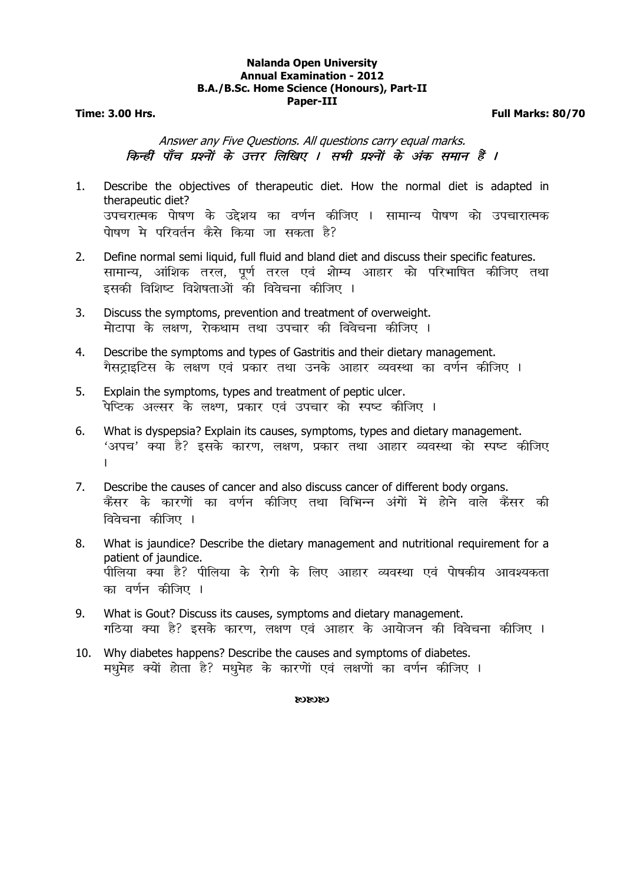**Nalanda Open University**
**Annual Examination - 2012**
**B.A./B.Sc. Home Science (Honours), Part-II**
**Paper-III**

**Time: 3.00 Hrs.** **Full Marks: 80/70**

*Answer any Five Questions. All questions carry equal marks.*
*किन्हीं पाँच प्रश्नों के उत्तर लिखिए । सभी प्रश्नों के अंक समान हैं ।*

1. Describe the objectives of therapeutic diet. How the normal diet is adapted in therapeutic diet?
   उपचरात्मक पोषण के उद्देश्य का वर्णन कीजिए । सामान्य पोषण को उपचारात्मक पोषण मे परिवर्तन कैसे किया जा सकता है?

2. Define normal semi liquid, full fluid and bland diet and discuss their specific features.
   सामान्य, आंशिक तरल, पूर्ण तरल एवं शोम्य आहार को परिभाषित कीजिए तथा इसकी विशिष्ट विशेषताओं की विवेचना कीजिए ।

3. Discuss the symptoms, prevention and treatment of overweight.
   मोटापा के लक्षण, रोकथाम तथा उपचार की विवेचना कीजिए ।

4. Describe the symptoms and types of Gastritis and their dietary management.
   गैसट्राइटिस के लक्षण एवं प्रकार तथा उनके आहार व्यवस्था का वर्णन कीजिए ।

5. Explain the symptoms, types and treatment of peptic ulcer.
   पेप्टिक अल्सर के लक्ष्ण, प्रकार एवं उपचार को स्पष्ट कीजिए ।

6. What is dyspepsia? Explain its causes, symptoms, types and dietary management.
   'अपच' क्या है? इसके कारण, लक्षण, प्रकार तथा आहार व्यवस्था को स्पष्ट कीजिए ।

7. Describe the causes of cancer and also discuss cancer of different body organs.
   कैंसर के कारणों का वर्णन कीजिए तथा विभिन्न अंगों में होने वाले कैंसर की विवेचना कीजिए ।

8. What is jaundice? Describe the dietary management and nutritional requirement for a patient of jaundice.
   पीलिया क्या है? पीलिया के रोगी के लिए आहार व्यवस्था एवं पोषकीय आवश्यकता का वर्णन कीजिए ।

9. What is Gout? Discuss its causes, symptoms and dietary management.
   गठिया क्या है? इसके कारण, लक्षण एवं आहार के आयोजन की विवेचना कीजिए ।

10. Why diabetes happens? Describe the causes and symptoms of diabetes.
    मधुमेह क्यों होता है? मधुमेह के कारणों एवं लक्षणों का वर्णन कीजिए ।

ঌঌঌ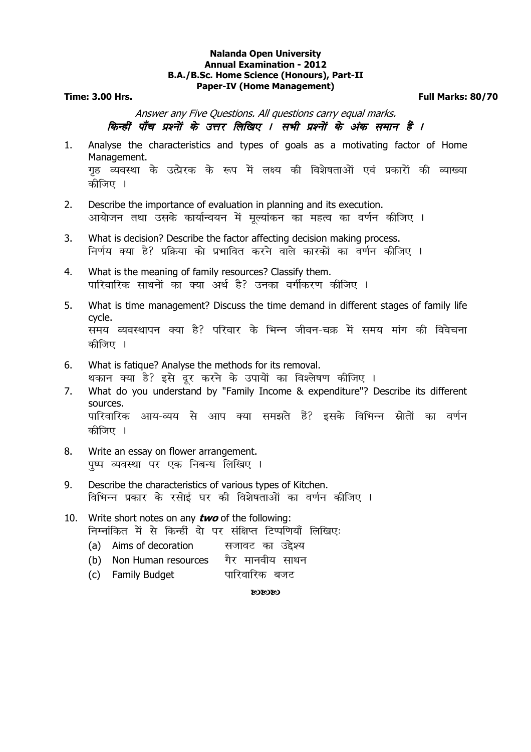**Nalanda Open University**
**Annual Examination - 2012**
**B.A./B.Sc. Home Science (Honours), Part-II**
**Paper-IV (Home Management)**

**Time: 3.00 Hrs.** **Full Marks: 80/70**

*Answer any Five Questions. All questions carry equal marks.*
***किन्हीं पाँच प्रश्नों के उत्तर लिखिए । सभी प्रश्नों के अंक समान हैं ।***

1. Analyse the characteristics and types of goals as a motivating factor of Home Management.
   गृह व्यवस्था के उत्प्रेरक के रूप में लक्ष्य की विशेषताओं एवं प्रकारों की व्याख्या कीजिए ।

2. Describe the importance of evaluation in planning and its execution.
   आयोजन तथा उसके कार्यान्वयन में मूल्यांकन का महत्व का वर्णन कीजिए ।

3. What is decision? Describe the factor affecting decision making process.
   निर्णय क्या है? प्रक्रिया को प्रभावित करने वाले कारकों का वर्णन कीजिए ।

4. What is the meaning of family resources? Classify them.
   पारिवारिक साधनों का क्या अर्थ है? उनका वर्गीकरण कीजिए ।

5. What is time management? Discuss the time demand in different stages of family life cycle.
   समय व्यवस्थापन क्या है? परिवार के भिन्न जीवन-चक्र में समय मांग की विवेचना कीजिए ।

6. What is fatique? Analyse the methods for its removal.
   थकान क्या है? इसे दूर करने के उपायों का विश्लेषण कीजिए ।

7. What do you understand by "Family Income & expenditure"? Describe its different sources.
   पारिवारिक आय-व्यय से आप क्या समझते हैं? इसके विभिन्न स्रोतों का वर्णन कीजिए ।

8. Write an essay on flower arrangement.
   पुष्प व्यवस्था पर एक निबन्ध लिखिए ।

9. Describe the characteristics of various types of Kitchen.
   विभिन्न प्रकार के रसोई घर की विशेषताओं का वर्णन कीजिए ।

10. Write short notes on any ***two*** of the following:
    निम्नांकित में से किन्हीं दो पर संक्षिप्त टिप्पणियाँ लिखिए:
    (a) Aims of decoration सजावट का उद्देश्य
    (b) Non Human resources गैर मानवीय साधन
    (c) Family Budget पारिवारिक बजट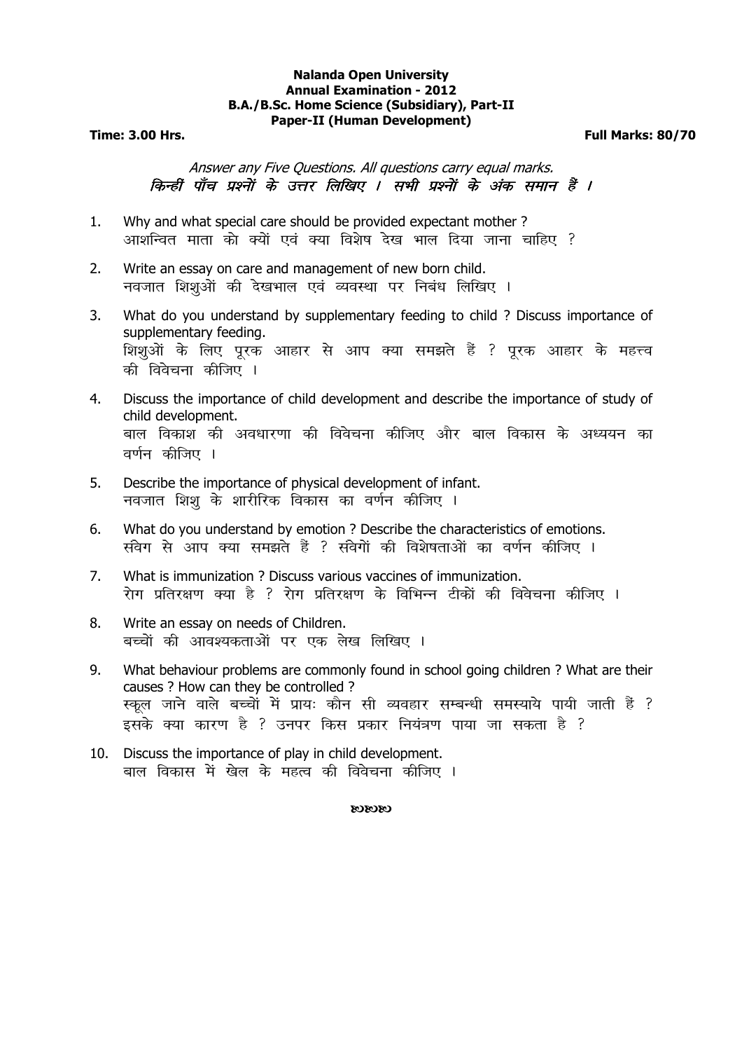**Nalanda Open University**
**Annual Examination - 2012**
**B.A./B.Sc. Home Science (Subsidiary), Part-II**
**Paper-II (Human Development)**

**Time: 3.00 Hrs.** **Full Marks: 80/70**

*Answer any Five Questions. All questions carry equal marks.*
*किन्हीं पाँच प्रश्नों के उत्तर लिखिए । सभी प्रश्नों के अंक समान हैं ।*

1. Why and what special care should be provided expectant mother ?
   आशन्वित माता को क्यों एवं क्या विशेष देख भाल दिया जाना चाहिए ?

2. Write an essay on care and management of new born child.
   नवजात शिशुओं की देखभाल एवं व्यवस्था पर निबंध लिखिए ।

3. What do you understand by supplementary feeding to child ? Discuss importance of supplementary feeding.
   शिशुओं के लिए पूरक आहार से आप क्या समझते हैं ? पूरक आहार के महत्त्व की विवेचना कीजिए ।

4. Discuss the importance of child development and describe the importance of study of child development.
   बाल विकाश की अवधारणा की विवेचना कीजिए और बाल विकास के अध्ययन का वर्णन कीजिए ।

5. Describe the importance of physical development of infant.
   नवजात शिशु के शारीरिक विकास का वर्णन कीजिए ।

6. What do you understand by emotion ? Describe the characteristics of emotions.
   संविग से आप क्या समझते हैं ? संविगों की विशेषताओं का वर्णन कीजिए ।

7. What is immunization ? Discuss various vaccines of immunization.
   रोग प्रतिरक्षण क्या है ? रोग प्रतिरक्षण के विभिन्न टीकों की विवेचना कीजिए ।

8. Write an essay on needs of Children.
   बच्चों की आवश्यकताओं पर एक लेख लिखिए ।

9. What behaviour problems are commonly found in school going children ? What are their causes ? How can they be controlled ?
   स्कूल जाने वाले बच्चों में प्रायः कौन सी व्यवहार सम्बन्धी समस्याये पायी जाती हैं ? इसके क्या कारण है ? उनपर किस प्रकार नियंत्रण पाया जा सकता है ?

10. Discuss the importance of play in child development.
    बाल विकास में खेल के महत्व की विवेचना कीजिए ।